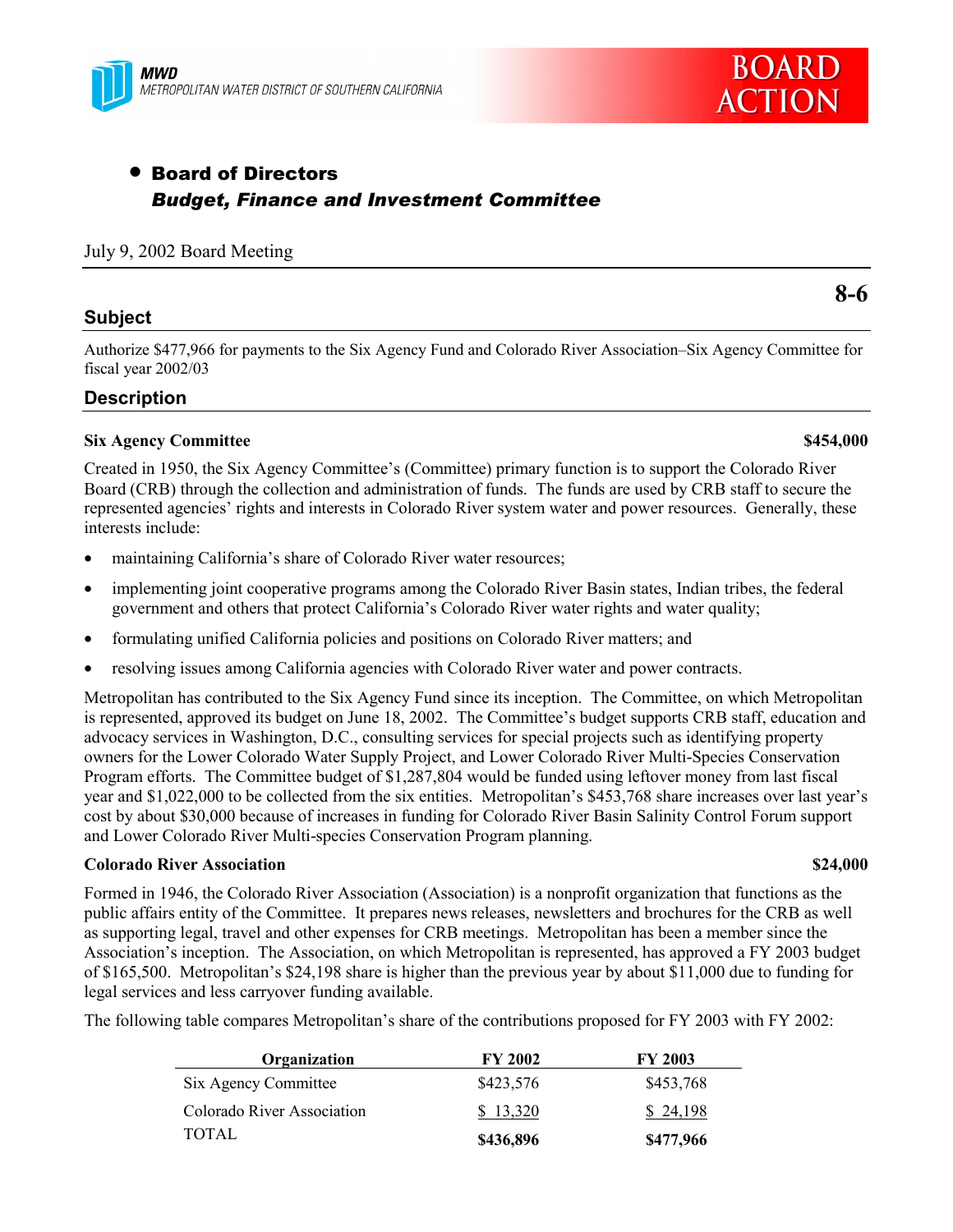MWD
METROPOLITAN WATER DISTRICT OF SOUTHERN CALIFORNIA

**BOARD ACTION**

- **Board of Directors**
  ***Budget, Finance and Investment Committee***

July 9, 2002 Board Meeting

**8-6**

## Subject

Authorize $477,966 for payments to the Six Agency Fund and Colorado River Association–Six Agency Committee for fiscal year 2002/03

## Description

**Six Agency Committee** **$454,000**

Created in 1950, the Six Agency Committee's (Committee) primary function is to support the Colorado River Board (CRB) through the collection and administration of funds. The funds are used by CRB staff to secure the represented agencies' rights and interests in Colorado River system water and power resources. Generally, these interests include:

- maintaining California's share of Colorado River water resources;
- implementing joint cooperative programs among the Colorado River Basin states, Indian tribes, the federal government and others that protect California's Colorado River water rights and water quality;
- formulating unified California policies and positions on Colorado River matters; and
- resolving issues among California agencies with Colorado River water and power contracts.

Metropolitan has contributed to the Six Agency Fund since its inception. The Committee, on which Metropolitan is represented, approved its budget on June 18, 2002. The Committee's budget supports CRB staff, education and advocacy services in Washington, D.C., consulting services for special projects such as identifying property owners for the Lower Colorado Water Supply Project, and Lower Colorado River Multi-Species Conservation Program efforts. The Committee budget of $1,287,804 would be funded using leftover money from last fiscal year and $1,022,000 to be collected from the six entities. Metropolitan's $453,768 share increases over last year's cost by about $30,000 because of increases in funding for Colorado River Basin Salinity Control Forum support and Lower Colorado River Multi-species Conservation Program planning.

**Colorado River Association** **$24,000**

Formed in 1946, the Colorado River Association (Association) is a nonprofit organization that functions as the public affairs entity of the Committee. It prepares news releases, newsletters and brochures for the CRB as well as supporting legal, travel and other expenses for CRB meetings. Metropolitan has been a member since the Association's inception. The Association, on which Metropolitan is represented, has approved a FY 2003 budget of $165,500. Metropolitan's $24,198 share is higher than the previous year by about $11,000 due to funding for legal services and less carryover funding available.

The following table compares Metropolitan's share of the contributions proposed for FY 2003 with FY 2002:

| Organization | FY 2002 | FY 2003 |
|---|---|---|
| Six Agency Committee | $423,576 | $453,768 |
| Colorado River Association | $ 13,320 | $ 24,198 |
| TOTAL | **$436,896** | **$477,966** |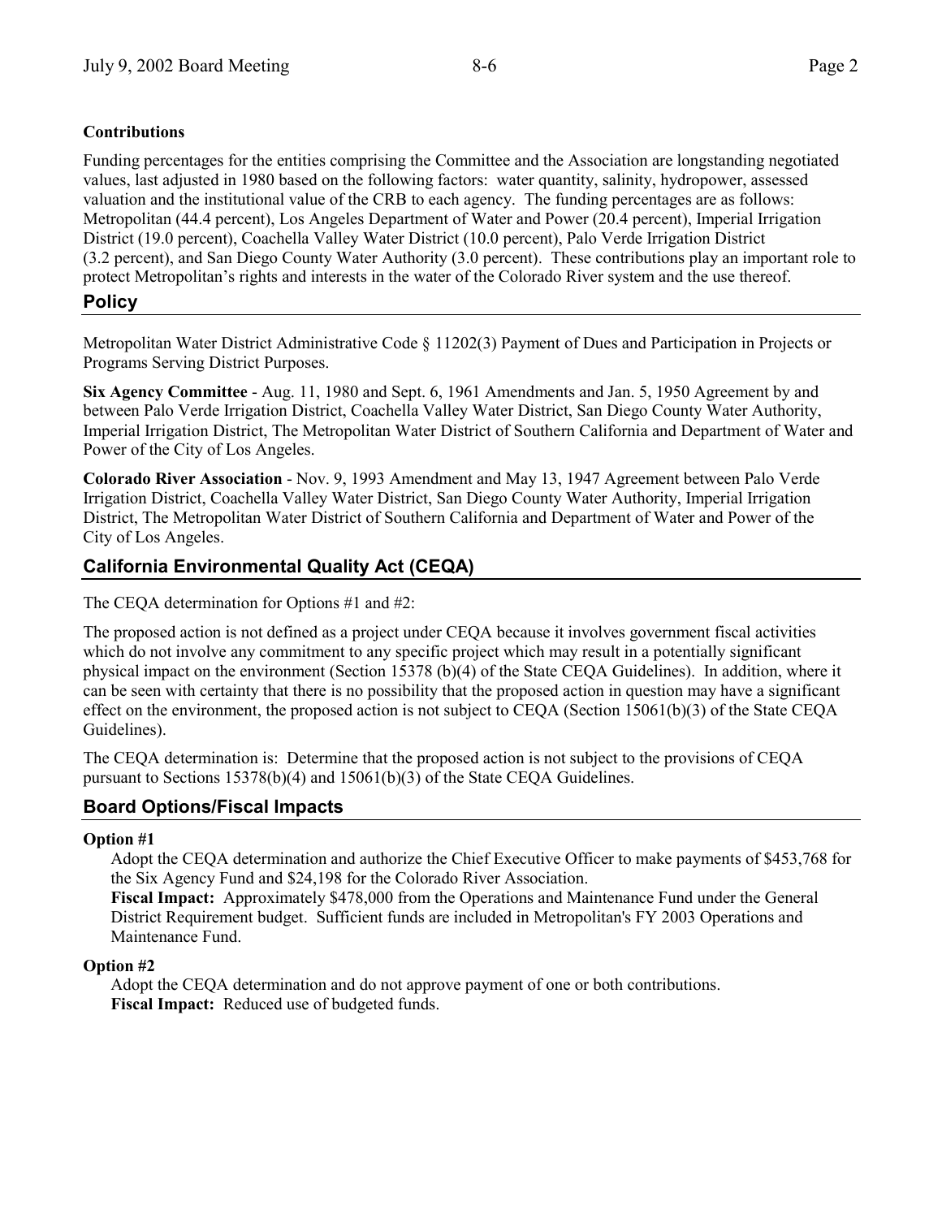**Contributions**

Funding percentages for the entities comprising the Committee and the Association are longstanding negotiated values, last adjusted in 1980 based on the following factors: water quantity, salinity, hydropower, assessed valuation and the institutional value of the CRB to each agency. The funding percentages are as follows: Metropolitan (44.4 percent), Los Angeles Department of Water and Power (20.4 percent), Imperial Irrigation District (19.0 percent), Coachella Valley Water District (10.0 percent), Palo Verde Irrigation District (3.2 percent), and San Diego County Water Authority (3.0 percent). These contributions play an important role to protect Metropolitan's rights and interests in the water of the Colorado River system and the use thereof.

## Policy

Metropolitan Water District Administrative Code § 11202(3) Payment of Dues and Participation in Projects or Programs Serving District Purposes.

**Six Agency Committee** - Aug. 11, 1980 and Sept. 6, 1961 Amendments and Jan. 5, 1950 Agreement by and between Palo Verde Irrigation District, Coachella Valley Water District, San Diego County Water Authority, Imperial Irrigation District, The Metropolitan Water District of Southern California and Department of Water and Power of the City of Los Angeles.

**Colorado River Association** - Nov. 9, 1993 Amendment and May 13, 1947 Agreement between Palo Verde Irrigation District, Coachella Valley Water District, San Diego County Water Authority, Imperial Irrigation District, The Metropolitan Water District of Southern California and Department of Water and Power of the City of Los Angeles.

## California Environmental Quality Act (CEQA)

The CEQA determination for Options #1 and #2:

The proposed action is not defined as a project under CEQA because it involves government fiscal activities which do not involve any commitment to any specific project which may result in a potentially significant physical impact on the environment (Section 15378 (b)(4) of the State CEQA Guidelines). In addition, where it can be seen with certainty that there is no possibility that the proposed action in question may have a significant effect on the environment, the proposed action is not subject to CEQA (Section 15061(b)(3) of the State CEQA Guidelines).

The CEQA determination is: Determine that the proposed action is not subject to the provisions of CEQA pursuant to Sections 15378(b)(4) and 15061(b)(3) of the State CEQA Guidelines.

## Board Options/Fiscal Impacts

**Option #1**

Adopt the CEQA determination and authorize the Chief Executive Officer to make payments of $453,768 for the Six Agency Fund and $24,198 for the Colorado River Association.
**Fiscal Impact:** Approximately $478,000 from the Operations and Maintenance Fund under the General District Requirement budget. Sufficient funds are included in Metropolitan's FY 2003 Operations and Maintenance Fund.

**Option #2**

Adopt the CEQA determination and do not approve payment of one or both contributions.
**Fiscal Impact:** Reduced use of budgeted funds.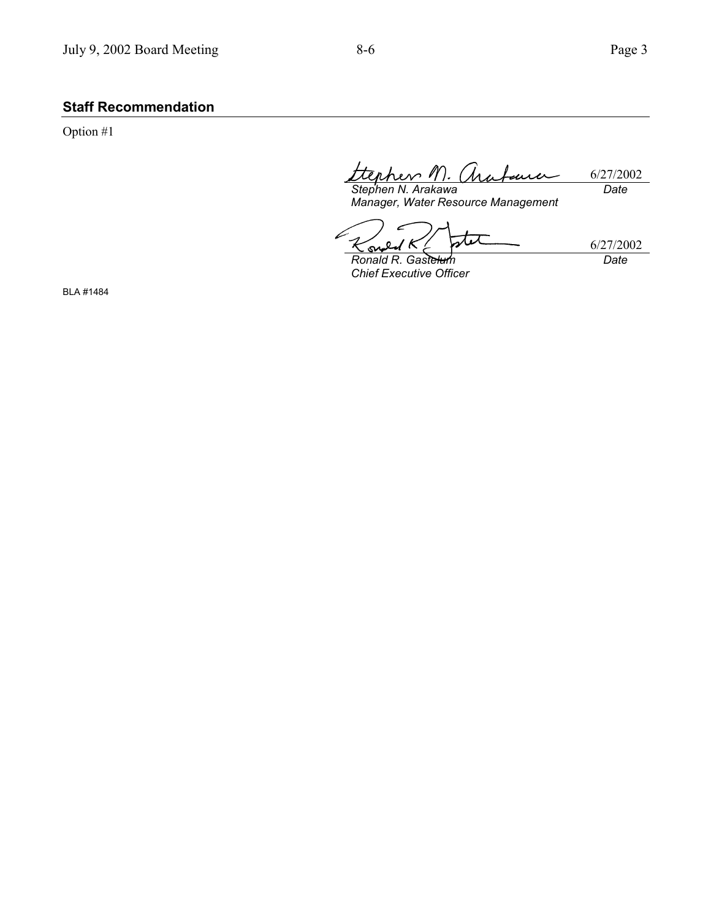## Staff Recommendation

Option #1

| | |
|---|---|
| *Stephen N. Arakawa* | 6/27/2002 |
| *Manager, Water Resource Management* | *Date* |

| | |
|---|---|
| *Ronald R. Gastelum* | 6/27/2002 |
| *Chief Executive Officer* | *Date* |

BLA #1484